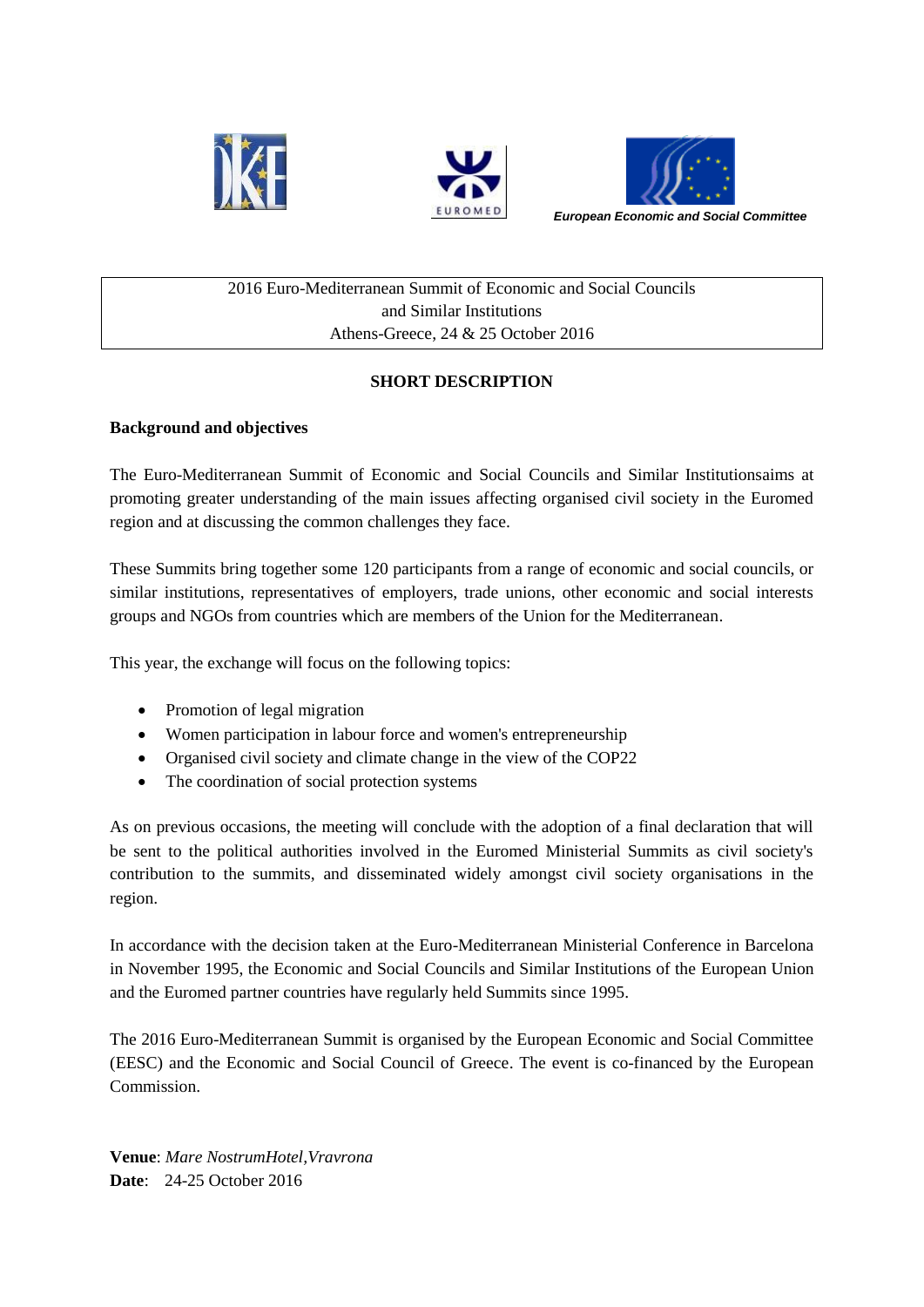European Economic and Social Committee

2016 Euro-Mediterranean Summit of Economic and Social Councils
and Similar Institutions
Athens-Greece, 24 & 25 October 2016

## SHORT DESCRIPTION

### Background and objectives

The Euro-Mediterranean Summit of Economic and Social Councils and Similar Institutionsaims at promoting greater understanding of the main issues affecting organised civil society in the Euromed region and at discussing the common challenges they face.

These Summits bring together some 120 participants from a range of economic and social councils, or similar institutions, representatives of employers, trade unions, other economic and social interests groups and NGOs from countries which are members of the Union for the Mediterranean.

This year, the exchange will focus on the following topics:

- Promotion of legal migration
- Women participation in labour force and women's entrepreneurship
- Organised civil society and climate change in the view of the COP22
- The coordination of social protection systems

As on previous occasions, the meeting will conclude with the adoption of a final declaration that will be sent to the political authorities involved in the Euromed Ministerial Summits as civil society's contribution to the summits, and disseminated widely amongst civil society organisations in the region.

In accordance with the decision taken at the Euro-Mediterranean Ministerial Conference in Barcelona in November 1995, the Economic and Social Councils and Similar Institutions of the European Union and the Euromed partner countries have regularly held Summits since 1995.

The 2016 Euro-Mediterranean Summit is organised by the European Economic and Social Committee (EESC) and the Economic and Social Council of Greece. The event is co-financed by the European Commission.

**Venue**: *Mare NostrumHotel,Vravrona*
**Date**: 24-25 October 2016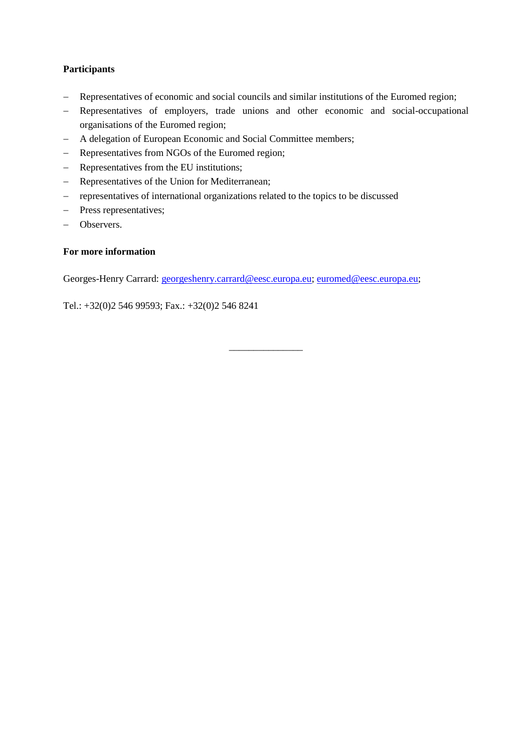**Participants**

- Representatives of economic and social councils and similar institutions of the Euromed region;
- Representatives of employers, trade unions and other economic and social-occupational organisations of the Euromed region;
- A delegation of European Economic and Social Committee members;
- Representatives from NGOs of the Euromed region;
- Representatives from the EU institutions;
- Representatives of the Union for Mediterranean;
- representatives of international organizations related to the topics to be discussed
- Press representatives;
- Observers.

**For more information**

Georges-Henry Carrard: georgeshenry.carrard@eesc.europa.eu; euromed@eesc.europa.eu;

Tel.: +32(0)2 546 99593; Fax.: +32(0)2 546 8241

_______________